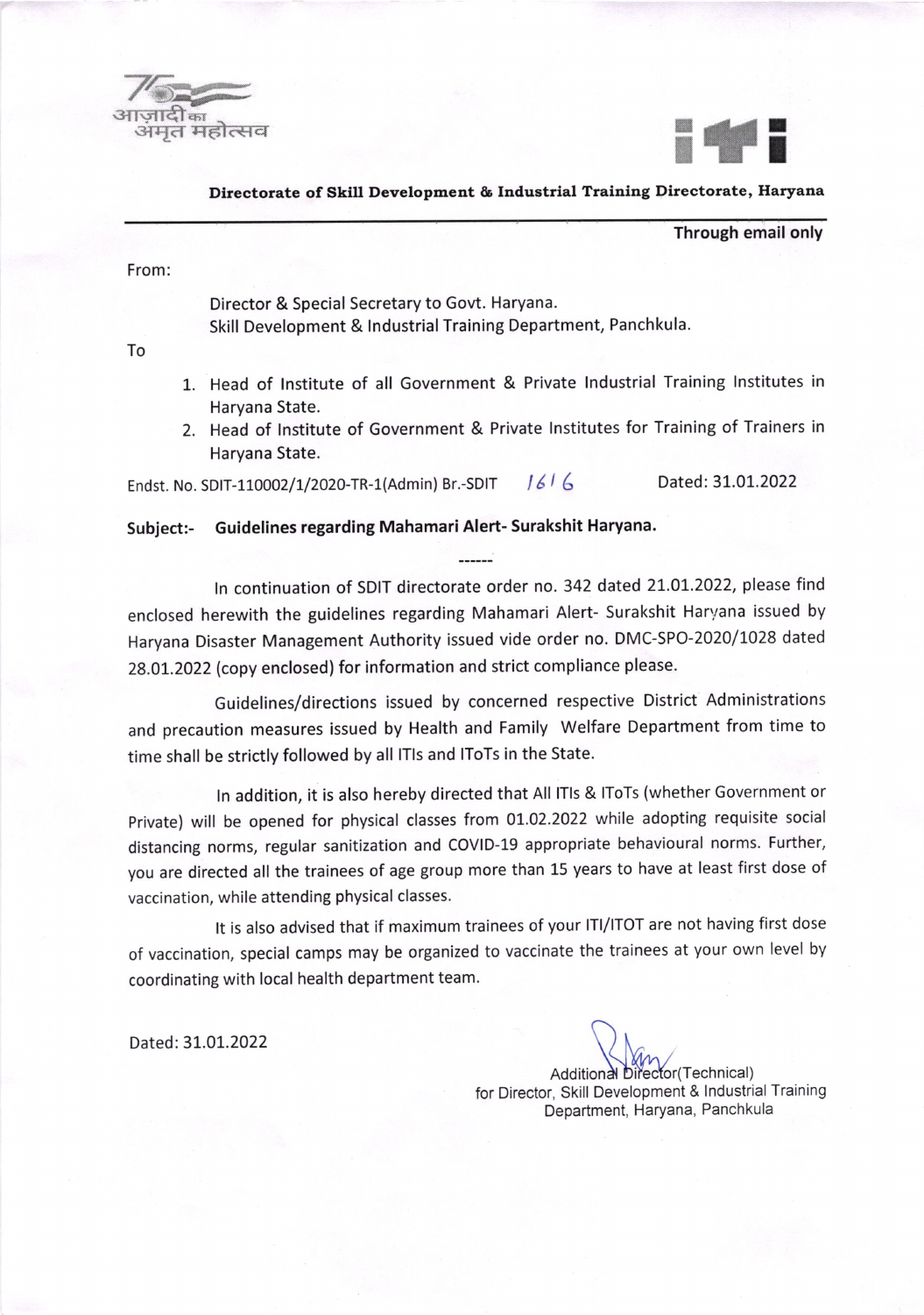आज़ादी का अमृत महोत्सव

**Directorate of Skill Development & Industrial Training Directorate, Haryana**

**Through email only**

From:

Director & Special Secretary to Govt. Haryana.
Skill Development & Industrial Training Department, Panchkula.

To

1. Head of Institute of all Government & Private Industrial Training Institutes in Haryana State.
2. Head of Institute of Government & Private Institutes for Training of Trainers in Haryana State.

Endst. No. SDIT-110002/1/2020-TR-1(Admin) Br.-SDIT 1616 Dated: 31.01.2022

**Subject:- Guidelines regarding Mahamari Alert- Surakshit Haryana.**

------

In continuation of SDIT directorate order no. 342 dated 21.01.2022, please find enclosed herewith the guidelines regarding Mahamari Alert- Surakshit Haryana issued by Haryana Disaster Management Authority issued vide order no. DMC-SPO-2020/1028 dated 28.01.2022 (copy enclosed) for information and strict compliance please.

Guidelines/directions issued by concerned respective District Administrations and precaution measures issued by Health and Family Welfare Department from time to time shall be strictly followed by all ITIs and IToTs in the State.

In addition, it is also hereby directed that All ITIs & IToTs (whether Government or Private) will be opened for physical classes from 01.02.2022 while adopting requisite social distancing norms, regular sanitization and COVID-19 appropriate behavioural norms. Further, you are directed all the trainees of age group more than 15 years to have at least first dose of vaccination, while attending physical classes.

It is also advised that if maximum trainees of your ITI/ITOT are not having first dose of vaccination, special camps may be organized to vaccinate the trainees at your own level by coordinating with local health department team.

Dated: 31.01.2022

Additional Director(Technical)
for Director, Skill Development & Industrial Training Department, Haryana, Panchkula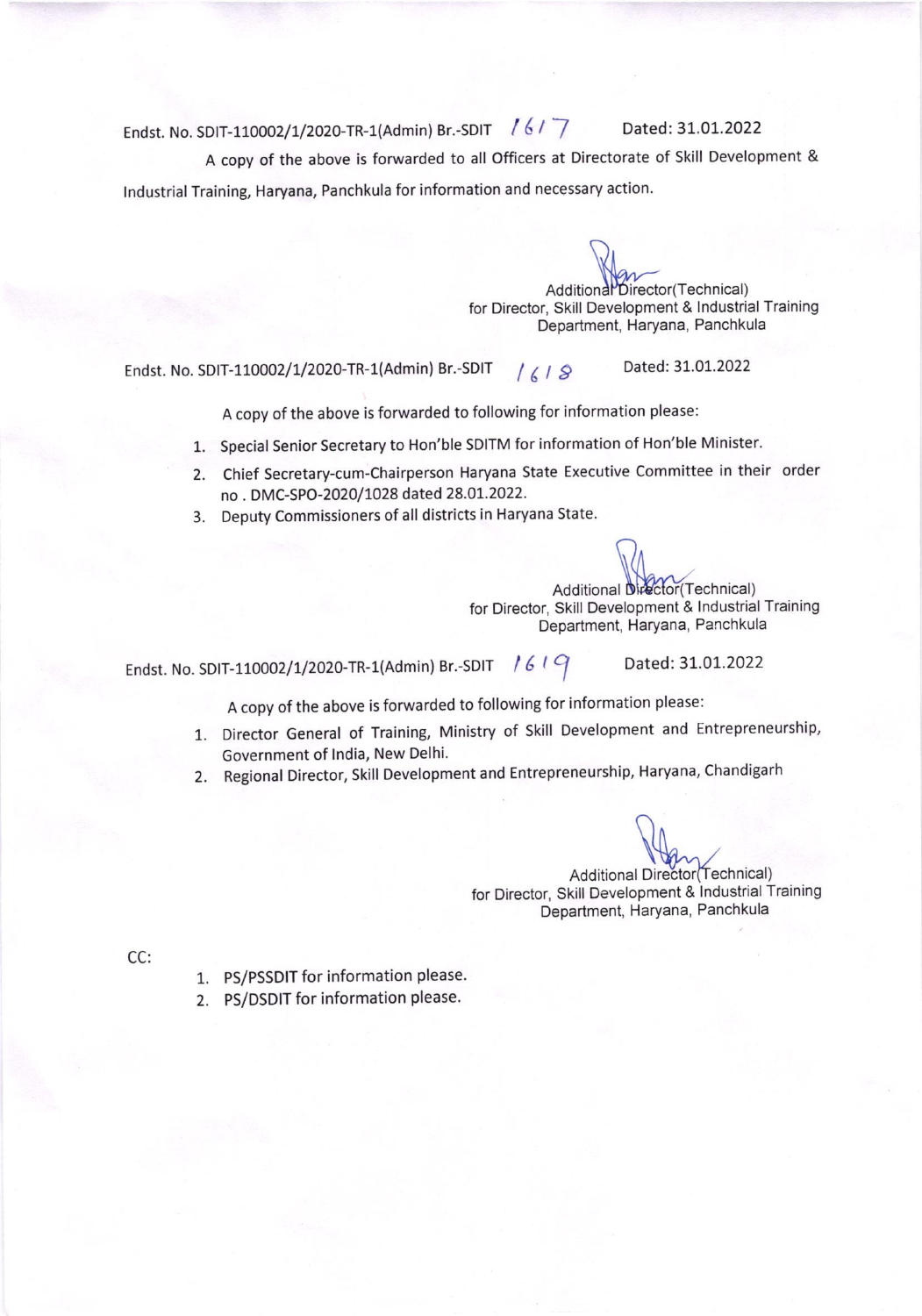Endst. No. SDIT-110002/1/2020-TR-1(Admin) Br.-SDIT 1617 Dated: 31.01.2022

A copy of the above is forwarded to all Officers at Directorate of Skill Development & Industrial Training, Haryana, Panchkula for information and necessary action.

Additional Director(Technical)
for Director, Skill Development & Industrial Training Department, Haryana, Panchkula

Endst. No. SDIT-110002/1/2020-TR-1(Admin) Br.-SDIT 1618 Dated: 31.01.2022

A copy of the above is forwarded to following for information please:

1. Special Senior Secretary to Hon'ble SDITM for information of Hon'ble Minister.
2. Chief Secretary-cum-Chairperson Haryana State Executive Committee in their order no . DMC-SPO-2020/1028 dated 28.01.2022.
3. Deputy Commissioners of all districts in Haryana State.

Additional Director(Technical)
for Director, Skill Development & Industrial Training Department, Haryana, Panchkula

Endst. No. SDIT-110002/1/2020-TR-1(Admin) Br.-SDIT 1619 Dated: 31.01.2022

A copy of the above is forwarded to following for information please:

1. Director General of Training, Ministry of Skill Development and Entrepreneurship, Government of India, New Delhi.
2. Regional Director, Skill Development and Entrepreneurship, Haryana, Chandigarh

Additional Director(Technical)
for Director, Skill Development & Industrial Training Department, Haryana, Panchkula

CC:

1. PS/PSSDIT for information please.
2. PS/DSDIT for information please.